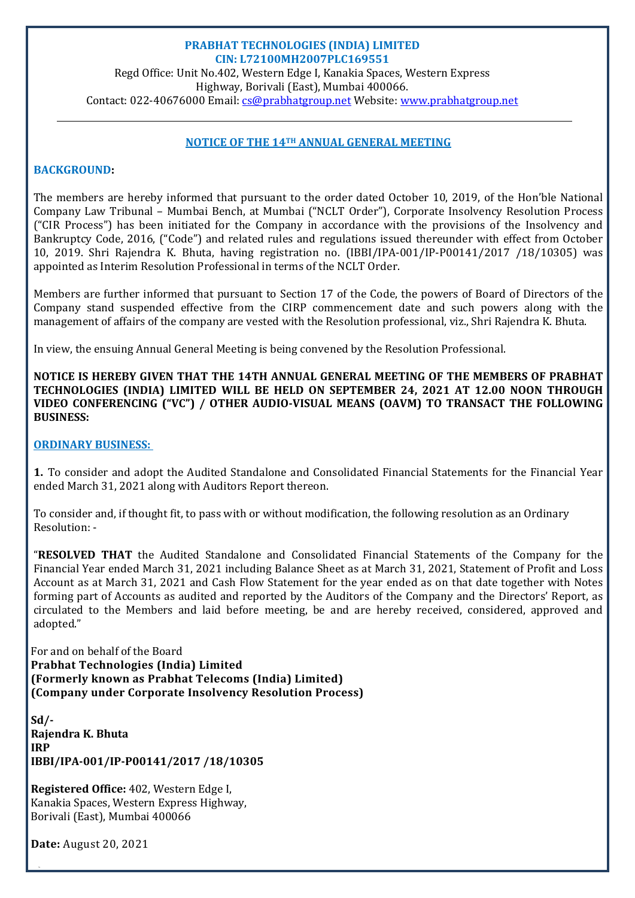**PRABHAT TECHNOLOGIES (INDIA) LIMITED**
**CIN: L72100MH2007PLC169551**

Regd Office: Unit No.402, Western Edge I, Kanakia Spaces, Western Express Highway, Borivali (East), Mumbai 400066.
Contact: 022-40676000 Email: cs@prabhatgroup.net Website: www.prabhatgroup.net

---

## NOTICE OF THE 14TH ANNUAL GENERAL MEETING

**BACKGROUND:**

The members are hereby informed that pursuant to the order dated October 10, 2019, of the Hon'ble National Company Law Tribunal – Mumbai Bench, at Mumbai ("NCLT Order"), Corporate Insolvency Resolution Process ("CIR Process") has been initiated for the Company in accordance with the provisions of the Insolvency and Bankruptcy Code, 2016, ("Code") and related rules and regulations issued thereunder with effect from October 10, 2019. Shri Rajendra K. Bhuta, having registration no. (IBBI/IPA-001/IP-P00141/2017 /18/10305) was appointed as Interim Resolution Professional in terms of the NCLT Order.

Members are further informed that pursuant to Section 17 of the Code, the powers of Board of Directors of the Company stand suspended effective from the CIRP commencement date and such powers along with the management of affairs of the company are vested with the Resolution professional, viz., Shri Rajendra K. Bhuta.

In view, the ensuing Annual General Meeting is being convened by the Resolution Professional.

**NOTICE IS HEREBY GIVEN THAT THE 14TH ANNUAL GENERAL MEETING OF THE MEMBERS OF PRABHAT TECHNOLOGIES (INDIA) LIMITED WILL BE HELD ON SEPTEMBER 24, 2021 AT 12.00 NOON THROUGH VIDEO CONFERENCING ("VC") / OTHER AUDIO-VISUAL MEANS (OAVM) TO TRANSACT THE FOLLOWING BUSINESS:**

**ORDINARY BUSINESS:**

**1.** To consider and adopt the Audited Standalone and Consolidated Financial Statements for the Financial Year ended March 31, 2021 along with Auditors Report thereon.

To consider and, if thought fit, to pass with or without modification, the following resolution as an Ordinary Resolution: -

"**RESOLVED THAT** the Audited Standalone and Consolidated Financial Statements of the Company for the Financial Year ended March 31, 2021 including Balance Sheet as at March 31, 2021, Statement of Profit and Loss Account as at March 31, 2021 and Cash Flow Statement for the year ended as on that date together with Notes forming part of Accounts as audited and reported by the Auditors of the Company and the Directors' Report, as circulated to the Members and laid before meeting, be and are hereby received, considered, approved and adopted."

For and on behalf of the Board
**Prabhat Technologies (India) Limited**
**(Formerly known as Prabhat Telecoms (India) Limited)**
**(Company under Corporate Insolvency Resolution Process)**

**Sd/-**
**Rajendra K. Bhuta**
**IRP**
**IBBI/IPA-001/IP-P00141/2017 /18/10305**

**Registered Office:** 402, Western Edge I,
Kanakia Spaces, Western Express Highway,
Borivali (East), Mumbai 400066

**Date:** August 20, 2021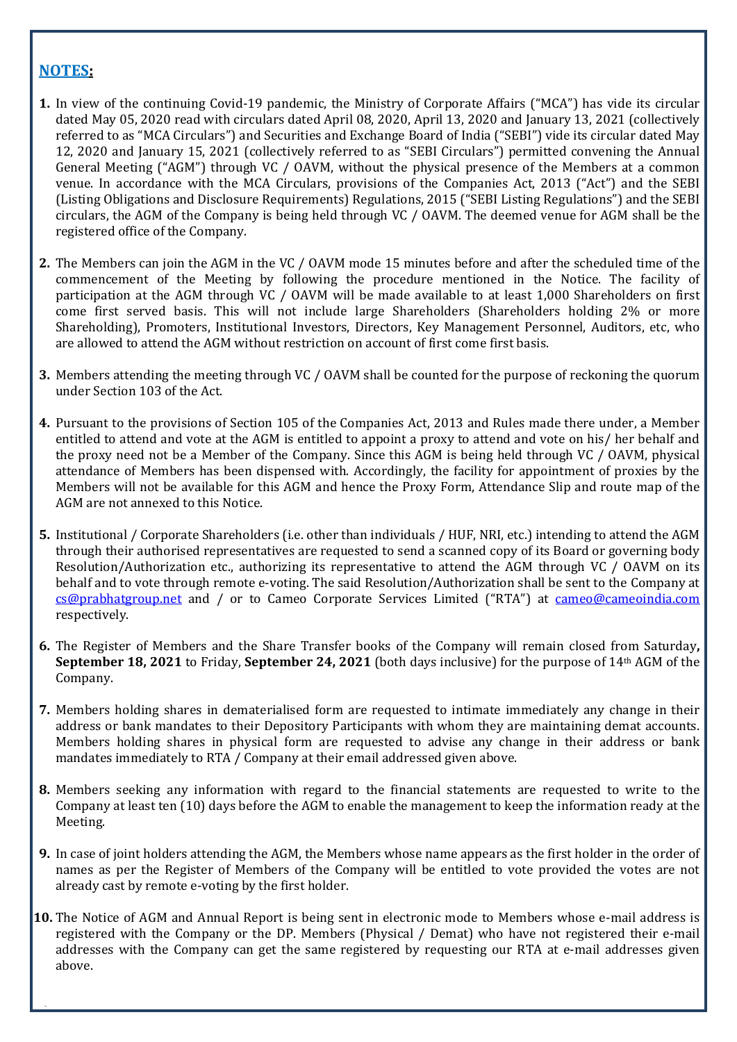## **NOTES:**

1. In view of the continuing Covid-19 pandemic, the Ministry of Corporate Affairs ("MCA") has vide its circular dated May 05, 2020 read with circulars dated April 08, 2020, April 13, 2020 and January 13, 2021 (collectively referred to as "MCA Circulars") and Securities and Exchange Board of India ("SEBI") vide its circular dated May 12, 2020 and January 15, 2021 (collectively referred to as "SEBI Circulars") permitted convening the Annual General Meeting ("AGM") through VC / OAVM, without the physical presence of the Members at a common venue. In accordance with the MCA Circulars, provisions of the Companies Act, 2013 ("Act") and the SEBI (Listing Obligations and Disclosure Requirements) Regulations, 2015 ("SEBI Listing Regulations") and the SEBI circulars, the AGM of the Company is being held through VC / OAVM. The deemed venue for AGM shall be the registered office of the Company.

2. The Members can join the AGM in the VC / OAVM mode 15 minutes before and after the scheduled time of the commencement of the Meeting by following the procedure mentioned in the Notice. The facility of participation at the AGM through VC / OAVM will be made available to at least 1,000 Shareholders on first come first served basis. This will not include large Shareholders (Shareholders holding 2% or more Shareholding), Promoters, Institutional Investors, Directors, Key Management Personnel, Auditors, etc, who are allowed to attend the AGM without restriction on account of first come first basis.

3. Members attending the meeting through VC / OAVM shall be counted for the purpose of reckoning the quorum under Section 103 of the Act.

4. Pursuant to the provisions of Section 105 of the Companies Act, 2013 and Rules made there under, a Member entitled to attend and vote at the AGM is entitled to appoint a proxy to attend and vote on his/ her behalf and the proxy need not be a Member of the Company. Since this AGM is being held through VC / OAVM, physical attendance of Members has been dispensed with. Accordingly, the facility for appointment of proxies by the Members will not be available for this AGM and hence the Proxy Form, Attendance Slip and route map of the AGM are not annexed to this Notice.

5. Institutional / Corporate Shareholders (i.e. other than individuals / HUF, NRI, etc.) intending to attend the AGM through their authorised representatives are requested to send a scanned copy of its Board or governing body Resolution/Authorization etc., authorizing its representative to attend the AGM through VC / OAVM on its behalf and to vote through remote e-voting. The said Resolution/Authorization shall be sent to the Company at cs@prabhatgroup.net and / or to Cameo Corporate Services Limited ("RTA") at cameo@cameoindia.com respectively.

6. The Register of Members and the Share Transfer books of the Company will remain closed from Saturday**, September 18, 2021** to Friday, **September 24, 2021** (both days inclusive) for the purpose of 14th AGM of the Company.

7. Members holding shares in dematerialised form are requested to intimate immediately any change in their address or bank mandates to their Depository Participants with whom they are maintaining demat accounts. Members holding shares in physical form are requested to advise any change in their address or bank mandates immediately to RTA / Company at their email addressed given above.

8. Members seeking any information with regard to the financial statements are requested to write to the Company at least ten (10) days before the AGM to enable the management to keep the information ready at the Meeting.

9. In case of joint holders attending the AGM, the Members whose name appears as the first holder in the order of names as per the Register of Members of the Company will be entitled to vote provided the votes are not already cast by remote e-voting by the first holder.

10. The Notice of AGM and Annual Report is being sent in electronic mode to Members whose e-mail address is registered with the Company or the DP. Members (Physical / Demat) who have not registered their e-mail addresses with the Company can get the same registered by requesting our RTA at e-mail addresses given above.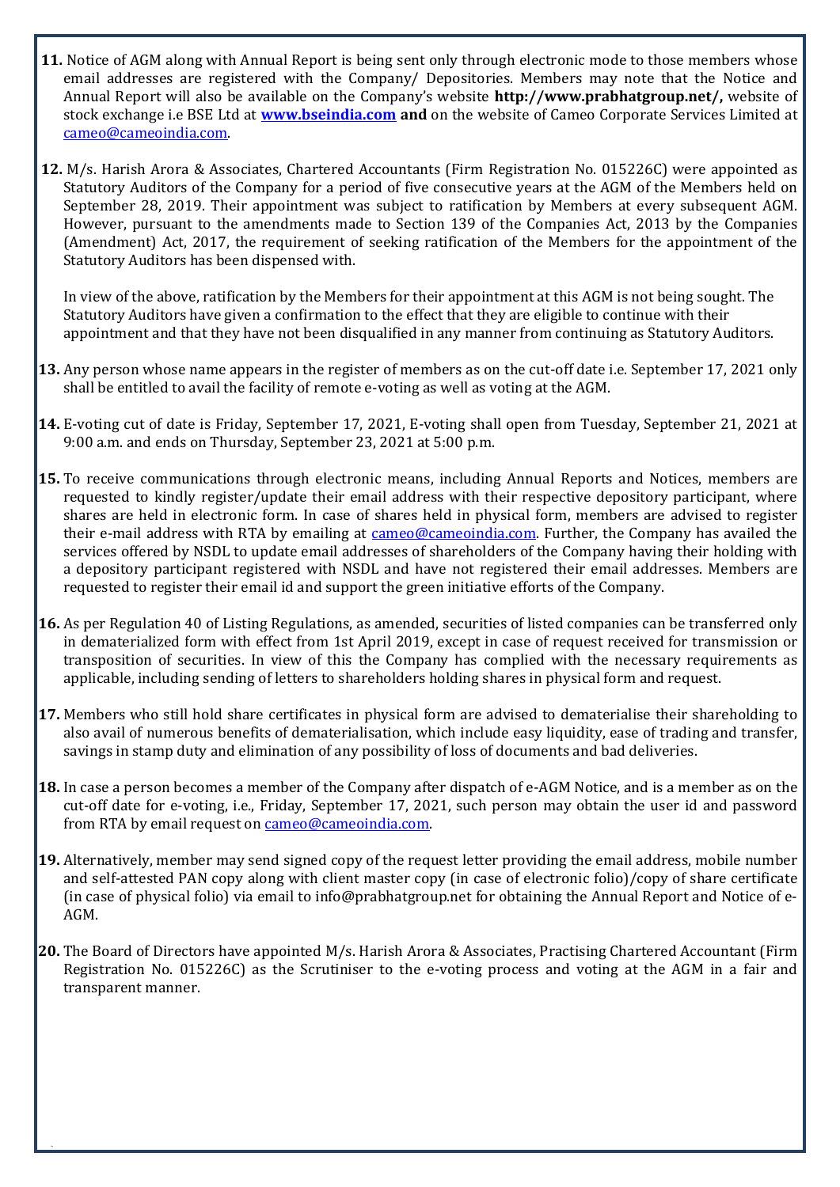11. Notice of AGM along with Annual Report is being sent only through electronic mode to those members whose email addresses are registered with the Company/ Depositories. Members may note that the Notice and Annual Report will also be available on the Company's website **http://www.prabhatgroup.net/,** website of stock exchange i.e BSE Ltd at **www.bseindia.com and** on the website of Cameo Corporate Services Limited at cameo@cameoindia.com.

12. M/s. Harish Arora & Associates, Chartered Accountants (Firm Registration No. 015226C) were appointed as Statutory Auditors of the Company for a period of five consecutive years at the AGM of the Members held on September 28, 2019. Their appointment was subject to ratification by Members at every subsequent AGM. However, pursuant to the amendments made to Section 139 of the Companies Act, 2013 by the Companies (Amendment) Act, 2017, the requirement of seeking ratification of the Members for the appointment of the Statutory Auditors has been dispensed with.

    In view of the above, ratification by the Members for their appointment at this AGM is not being sought. The Statutory Auditors have given a confirmation to the effect that they are eligible to continue with their appointment and that they have not been disqualified in any manner from continuing as Statutory Auditors.

13. Any person whose name appears in the register of members as on the cut-off date i.e. September 17, 2021 only shall be entitled to avail the facility of remote e-voting as well as voting at the AGM.

14. E-voting cut of date is Friday, September 17, 2021, E-voting shall open from Tuesday, September 21, 2021 at 9:00 a.m. and ends on Thursday, September 23, 2021 at 5:00 p.m.

15. To receive communications through electronic means, including Annual Reports and Notices, members are requested to kindly register/update their email address with their respective depository participant, where shares are held in electronic form. In case of shares held in physical form, members are advised to register their e-mail address with RTA by emailing at cameo@cameoindia.com. Further, the Company has availed the services offered by NSDL to update email addresses of shareholders of the Company having their holding with a depository participant registered with NSDL and have not registered their email addresses. Members are requested to register their email id and support the green initiative efforts of the Company.

16. As per Regulation 40 of Listing Regulations, as amended, securities of listed companies can be transferred only in dematerialized form with effect from 1st April 2019, except in case of request received for transmission or transposition of securities. In view of this the Company has complied with the necessary requirements as applicable, including sending of letters to shareholders holding shares in physical form and request.

17. Members who still hold share certificates in physical form are advised to dematerialise their shareholding to also avail of numerous benefits of dematerialisation, which include easy liquidity, ease of trading and transfer, savings in stamp duty and elimination of any possibility of loss of documents and bad deliveries.

18. In case a person becomes a member of the Company after dispatch of e-AGM Notice, and is a member as on the cut-off date for e-voting, i.e., Friday, September 17, 2021, such person may obtain the user id and password from RTA by email request on cameo@cameoindia.com.

19. Alternatively, member may send signed copy of the request letter providing the email address, mobile number and self-attested PAN copy along with client master copy (in case of electronic folio)/copy of share certificate (in case of physical folio) via email to info@prabhatgroup.net for obtaining the Annual Report and Notice of e-AGM.

20. The Board of Directors have appointed M/s. Harish Arora & Associates, Practising Chartered Accountant (Firm Registration No. 015226C) as the Scrutiniser to the e-voting process and voting at the AGM in a fair and transparent manner.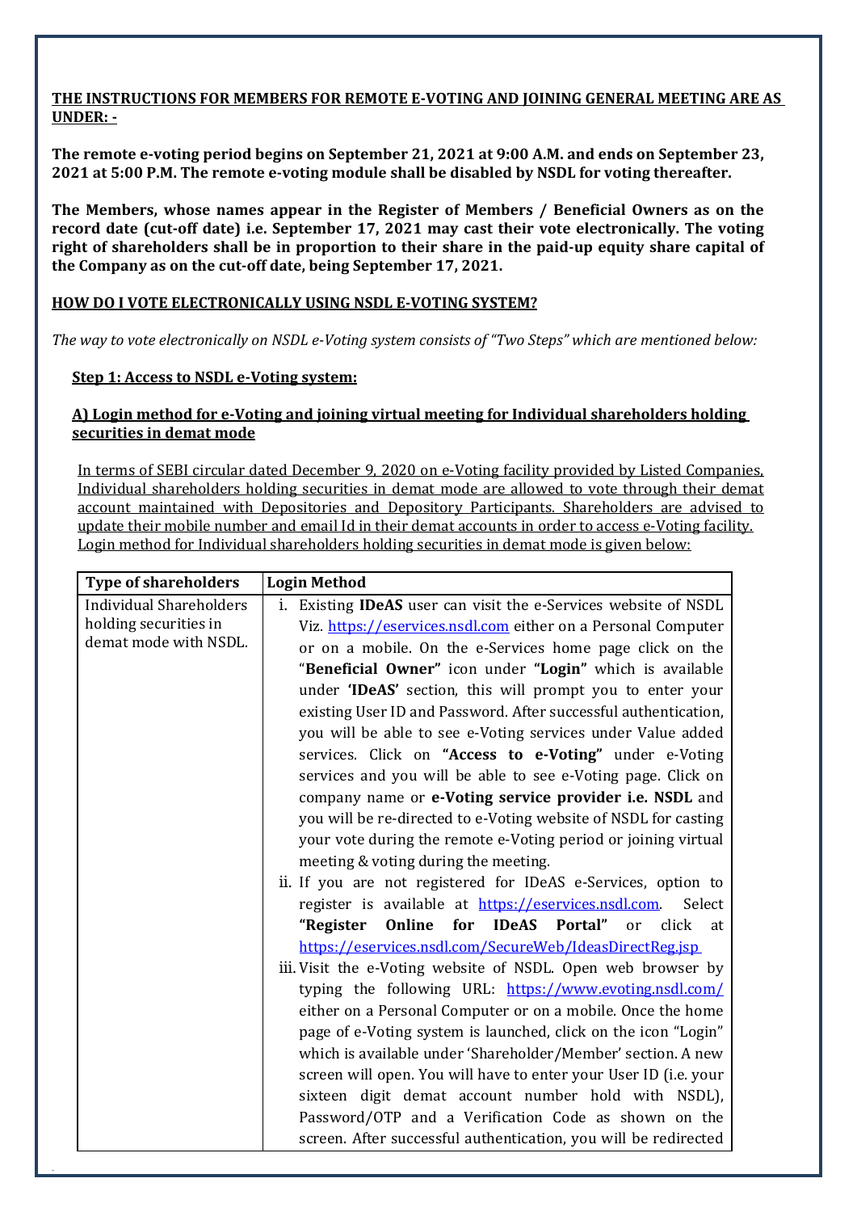**THE INSTRUCTIONS FOR MEMBERS FOR REMOTE E-VOTING AND JOINING GENERAL MEETING ARE AS UNDER: -**

**The remote e-voting period begins on September 21, 2021 at 9:00 A.M. and ends on September 23, 2021 at 5:00 P.M. The remote e-voting module shall be disabled by NSDL for voting thereafter.**

**The Members, whose names appear in the Register of Members / Beneficial Owners as on the record date (cut-off date) i.e. September 17, 2021 may cast their vote electronically. The voting right of shareholders shall be in proportion to their share in the paid-up equity share capital of the Company as on the cut-off date, being September 17, 2021.**

**HOW DO I VOTE ELECTRONICALLY USING NSDL E-VOTING SYSTEM?**

*The way to vote electronically on NSDL e-Voting system consists of "Two Steps" which are mentioned below:*

**Step 1: Access to NSDL e-Voting system:**

**A) Login method for e-Voting and joining virtual meeting for Individual shareholders holding securities in demat mode**

In terms of SEBI circular dated December 9, 2020 on e-Voting facility provided by Listed Companies, Individual shareholders holding securities in demat mode are allowed to vote through their demat account maintained with Depositories and Depository Participants. Shareholders are advised to update their mobile number and email Id in their demat accounts in order to access e-Voting facility. Login method for Individual shareholders holding securities in demat mode is given below:

| Type of shareholders | Login Method |
|---|---|
| Individual Shareholders holding securities in demat mode with NSDL. | i. Existing **IDeAS** user can visit the e-Services website of NSDL Viz. https://eservices.nsdl.com either on a Personal Computer or on a mobile. On the e-Services home page click on the "**Beneficial Owner"** icon under **"Login"** which is available under **'IDeAS'** section, this will prompt you to enter your existing User ID and Password. After successful authentication, you will be able to see e-Voting services under Value added services. Click on **"Access to e-Voting"** under e-Voting services and you will be able to see e-Voting page. Click on company name or **e-Voting service provider i.e. NSDL** and you will be re-directed to e-Voting website of NSDL for casting your vote during the remote e-Voting period or joining virtual meeting & voting during the meeting.<br>ii. If you are not registered for IDeAS e-Services, option to register is available at https://eservices.nsdl.com. Select **"Register Online for IDeAS Portal"** or click at https://eservices.nsdl.com/SecureWeb/IdeasDirectReg.jsp<br>iii. Visit the e-Voting website of NSDL. Open web browser by typing the following URL: https://www.evoting.nsdl.com/ either on a Personal Computer or on a mobile. Once the home page of e-Voting system is launched, click on the icon "Login" which is available under 'Shareholder/Member' section. A new screen will open. You will have to enter your User ID (i.e. your sixteen digit demat account number hold with NSDL), Password/OTP and a Verification Code as shown on the screen. After successful authentication, you will be redirected |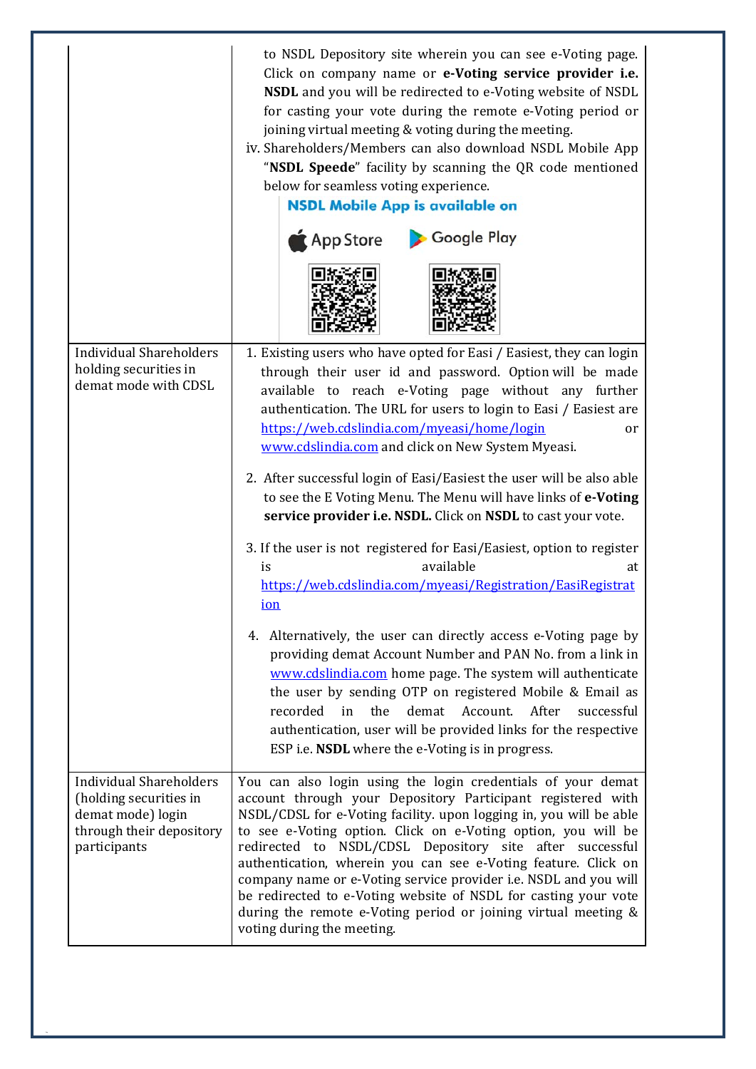| | |
|---|---|
| | to NSDL Depository site wherein you can see e-Voting page. Click on company name or **e-Voting service provider i.e. NSDL** and you will be redirected to e-Voting website of NSDL for casting your vote during the remote e-Voting period or joining virtual meeting & voting during the meeting.<br>iv. Shareholders/Members can also download NSDL Mobile App "**NSDL Speede**" facility by scanning the QR code mentioned below for seamless voting experience.<br>**NSDL Mobile App is available on**<br>App Store Google Play |
| Individual Shareholders holding securities in demat mode with CDSL | 1. Existing users who have opted for Easi / Easiest, they can login through their user id and password. Option will be made available to reach e-Voting page without any further authentication. The URL for users to login to Easi / Easiest are https://web.cdslindia.com/myeasi/home/login or www.cdslindia.com and click on New System Myeasi.<br>2. After successful login of Easi/Easiest the user will be also able to see the E Voting Menu. The Menu will have links of **e-Voting service provider i.e. NSDL.** Click on **NSDL** to cast your vote.<br>3. If the user is not registered for Easi/Easiest, option to register is available at https://web.cdslindia.com/myeasi/Registration/EasiRegistration<br>4. Alternatively, the user can directly access e-Voting page by providing demat Account Number and PAN No. from a link in www.cdslindia.com home page. The system will authenticate the user by sending OTP on registered Mobile & Email as recorded in the demat Account. After successful authentication, user will be provided links for the respective ESP i.e. **NSDL** where the e-Voting is in progress. |
| Individual Shareholders (holding securities in demat mode) login through their depository participants | You can also login using the login credentials of your demat account through your Depository Participant registered with NSDL/CDSL for e-Voting facility. upon logging in, you will be able to see e-Voting option. Click on e-Voting option, you will be redirected to NSDL/CDSL Depository site after successful authentication, wherein you can see e-Voting feature. Click on company name or e-Voting service provider i.e. NSDL and you will be redirected to e-Voting website of NSDL for casting your vote during the remote e-Voting period or joining virtual meeting & voting during the meeting. |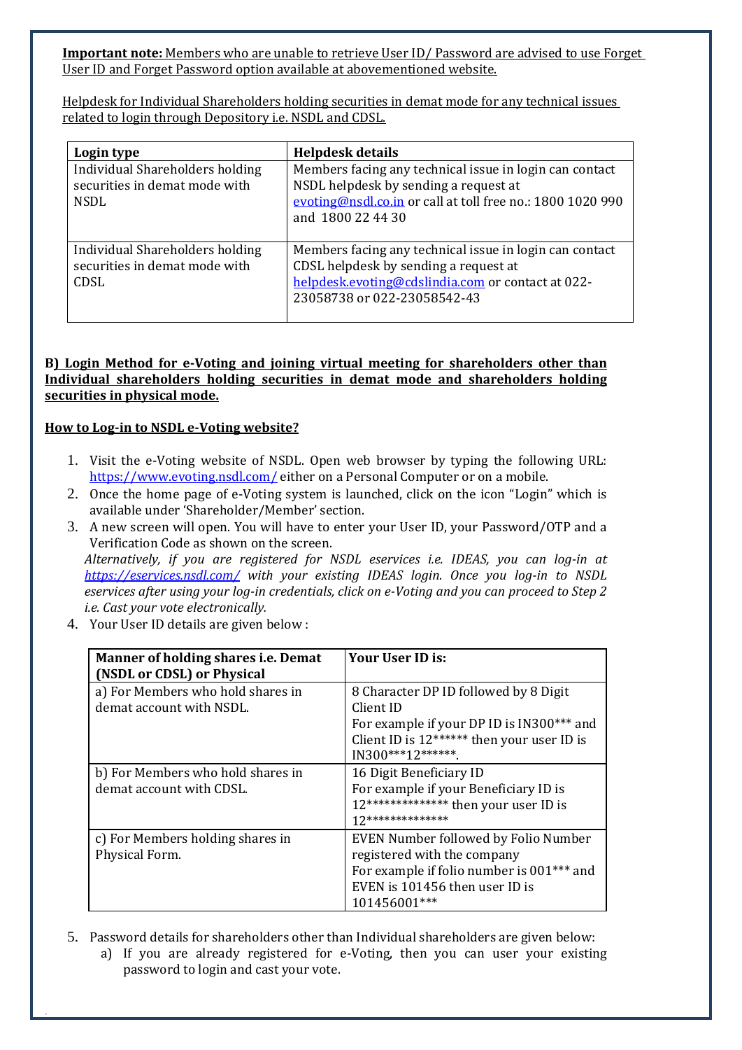**Important note:** Members who are unable to retrieve User ID/ Password are advised to use Forget User ID and Forget Password option available at abovementioned website.

Helpdesk for Individual Shareholders holding securities in demat mode for any technical issues related to login through Depository i.e. NSDL and CDSL.

| Login type | Helpdesk details |
|---|---|
| Individual Shareholders holding securities in demat mode with NSDL | Members facing any technical issue in login can contact NSDL helpdesk by sending a request at evoting@nsdl.co.in or call at toll free no.: 1800 1020 990 and 1800 22 44 30 |
| Individual Shareholders holding securities in demat mode with CDSL | Members facing any technical issue in login can contact CDSL helpdesk by sending a request at helpdesk.evoting@cdslindia.com or contact at 022-23058738 or 022-23058542-43 |

**B) Login Method for e-Voting and joining virtual meeting for shareholders other than Individual shareholders holding securities in demat mode and shareholders holding securities in physical mode.**

**How to Log-in to NSDL e-Voting website?**

1. Visit the e-Voting website of NSDL. Open web browser by typing the following URL: https://www.evoting.nsdl.com/ either on a Personal Computer or on a mobile.
2. Once the home page of e-Voting system is launched, click on the icon "Login" which is available under 'Shareholder/Member' section.
3. A new screen will open. You will have to enter your User ID, your Password/OTP and a Verification Code as shown on the screen.
   *Alternatively, if you are registered for NSDL eservices i.e. IDEAS, you can log-in at https://eservices.nsdl.com/ with your existing IDEAS login. Once you log-in to NSDL eservices after using your log-in credentials, click on e-Voting and you can proceed to Step 2 i.e. Cast your vote electronically.*
4. Your User ID details are given below :

| Manner of holding shares i.e. Demat (NSDL or CDSL) or Physical | Your User ID is: |
|---|---|
| a) For Members who hold shares in demat account with NSDL. | 8 Character DP ID followed by 8 Digit Client ID<br>For example if your DP ID is IN300*** and Client ID is 12****** then your user ID is IN300***12******. |
| b) For Members who hold shares in demat account with CDSL. | 16 Digit Beneficiary ID<br>For example if your Beneficiary ID is 12************** then your user ID is 12************** |
| c) For Members holding shares in Physical Form. | EVEN Number followed by Folio Number registered with the company<br>For example if folio number is 001*** and EVEN is 101456 then user ID is 101456001*** |

5. Password details for shareholders other than Individual shareholders are given below:
   a) If you are already registered for e-Voting, then you can user your existing password to login and cast your vote.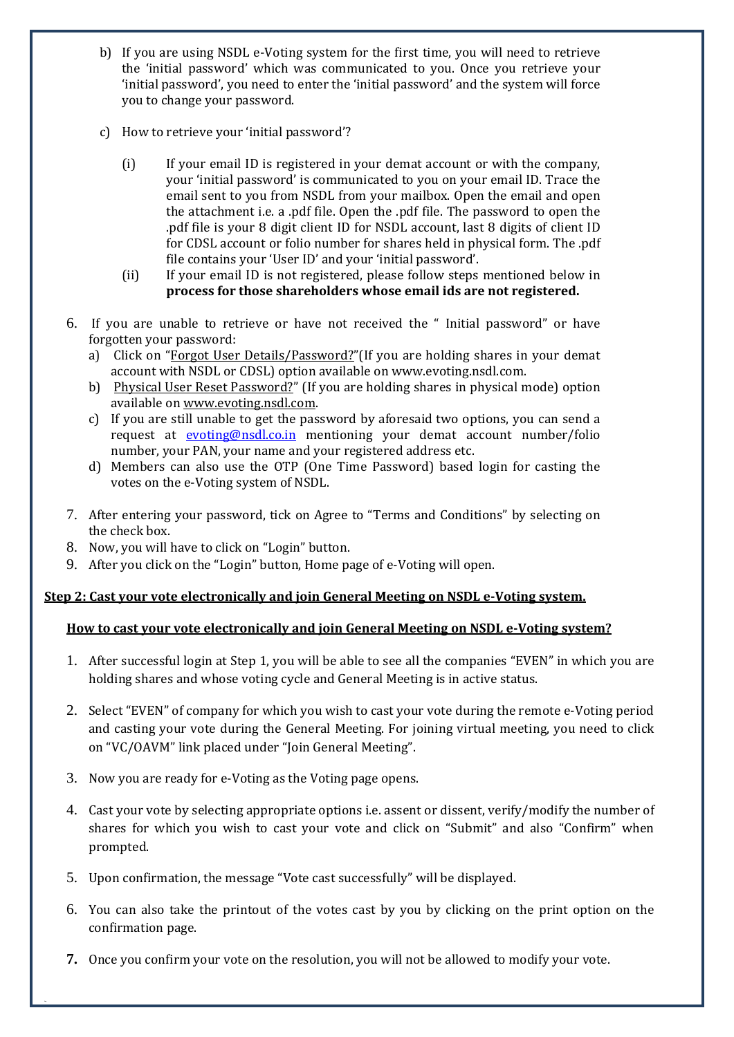b) If you are using NSDL e-Voting system for the first time, you will need to retrieve the 'initial password' which was communicated to you. Once you retrieve your 'initial password', you need to enter the 'initial password' and the system will force you to change your password.

c) How to retrieve your 'initial password'?

   (i) If your email ID is registered in your demat account or with the company, your 'initial password' is communicated to you on your email ID. Trace the email sent to you from NSDL from your mailbox. Open the email and open the attachment i.e. a .pdf file. Open the .pdf file. The password to open the .pdf file is your 8 digit client ID for NSDL account, last 8 digits of client ID for CDSL account or folio number for shares held in physical form. The .pdf file contains your 'User ID' and your 'initial password'.

   (ii) If your email ID is not registered, please follow steps mentioned below in **process for those shareholders whose email ids are not registered.**

6. If you are unable to retrieve or have not received the " Initial password" or have forgotten your password:
   a) Click on "Forgot User Details/Password?"(If you are holding shares in your demat account with NSDL or CDSL) option available on www.evoting.nsdl.com.
   b) Physical User Reset Password?" (If you are holding shares in physical mode) option available on www.evoting.nsdl.com.
   c) If you are still unable to get the password by aforesaid two options, you can send a request at evoting@nsdl.co.in mentioning your demat account number/folio number, your PAN, your name and your registered address etc.
   d) Members can also use the OTP (One Time Password) based login for casting the votes on the e-Voting system of NSDL.
7. After entering your password, tick on Agree to "Terms and Conditions" by selecting on the check box.
8. Now, you will have to click on "Login" button.
9. After you click on the "Login" button, Home page of e-Voting will open.

**Step 2: Cast your vote electronically and join General Meeting on NSDL e-Voting system.**

**How to cast your vote electronically and join General Meeting on NSDL e-Voting system?**

1. After successful login at Step 1, you will be able to see all the companies "EVEN" in which you are holding shares and whose voting cycle and General Meeting is in active status.

2. Select "EVEN" of company for which you wish to cast your vote during the remote e-Voting period and casting your vote during the General Meeting. For joining virtual meeting, you need to click on "VC/OAVM" link placed under "Join General Meeting".

3. Now you are ready for e-Voting as the Voting page opens.

4. Cast your vote by selecting appropriate options i.e. assent or dissent, verify/modify the number of shares for which you wish to cast your vote and click on "Submit" and also "Confirm" when prompted.

5. Upon confirmation, the message "Vote cast successfully" will be displayed.

6. You can also take the printout of the votes cast by you by clicking on the print option on the confirmation page.

7. Once you confirm your vote on the resolution, you will not be allowed to modify your vote.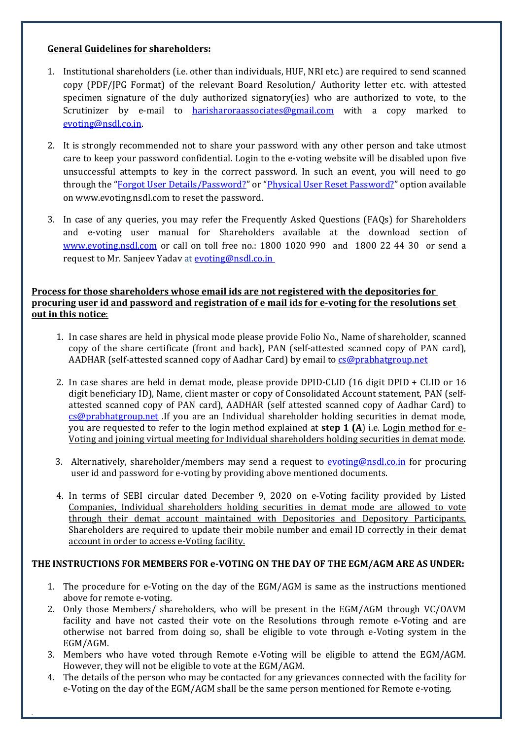**General Guidelines for shareholders:**

1. Institutional shareholders (i.e. other than individuals, HUF, NRI etc.) are required to send scanned copy (PDF/JPG Format) of the relevant Board Resolution/ Authority letter etc. with attested specimen signature of the duly authorized signatory(ies) who are authorized to vote, to the Scrutinizer by e-mail to harisharoraassociates@gmail.com with a copy marked to evoting@nsdl.co.in.

2. It is strongly recommended not to share your password with any other person and take utmost care to keep your password confidential. Login to the e-voting website will be disabled upon five unsuccessful attempts to key in the correct password. In such an event, you will need to go through the "Forgot User Details/Password?" or "Physical User Reset Password?" option available on www.evoting.nsdl.com to reset the password.

3. In case of any queries, you may refer the Frequently Asked Questions (FAQs) for Shareholders and e-voting user manual for Shareholders available at the download section of www.evoting.nsdl.com or call on toll free no.: 1800 1020 990 and 1800 22 44 30 or send a request to Mr. Sanjeev Yadav at evoting@nsdl.co.in

**Process for those shareholders whose email ids are not registered with the depositories for procuring user id and password and registration of e mail ids for e-voting for the resolutions set out in this notice**:

1. In case shares are held in physical mode please provide Folio No., Name of shareholder, scanned copy of the share certificate (front and back), PAN (self-attested scanned copy of PAN card), AADHAR (self-attested scanned copy of Aadhar Card) by email to cs@prabhatgroup.net

2. In case shares are held in demat mode, please provide DPID-CLID (16 digit DPID + CLID or 16 digit beneficiary ID), Name, client master or copy of Consolidated Account statement, PAN (self-attested scanned copy of PAN card), AADHAR (self attested scanned copy of Aadhar Card) to cs@prabhatgroup.net .If you are an Individual shareholder holding securities in demat mode, you are requested to refer to the login method explained at **step 1 (A**) i.e. Login method for e-Voting and joining virtual meeting for Individual shareholders holding securities in demat mode.

3. Alternatively, shareholder/members may send a request to evoting@nsdl.co.in for procuring user id and password for e-voting by providing above mentioned documents.

4. In terms of SEBI circular dated December 9, 2020 on e-Voting facility provided by Listed Companies, Individual shareholders holding securities in demat mode are allowed to vote through their demat account maintained with Depositories and Depository Participants. Shareholders are required to update their mobile number and email ID correctly in their demat account in order to access e-Voting facility.

**THE INSTRUCTIONS FOR MEMBERS FOR e-VOTING ON THE DAY OF THE EGM/AGM ARE AS UNDER:**

1. The procedure for e-Voting on the day of the EGM/AGM is same as the instructions mentioned above for remote e-voting.
2. Only those Members/ shareholders, who will be present in the EGM/AGM through VC/OAVM facility and have not casted their vote on the Resolutions through remote e-Voting and are otherwise not barred from doing so, shall be eligible to vote through e-Voting system in the EGM/AGM.
3. Members who have voted through Remote e-Voting will be eligible to attend the EGM/AGM. However, they will not be eligible to vote at the EGM/AGM.
4. The details of the person who may be contacted for any grievances connected with the facility for e-Voting on the day of the EGM/AGM shall be the same person mentioned for Remote e-voting.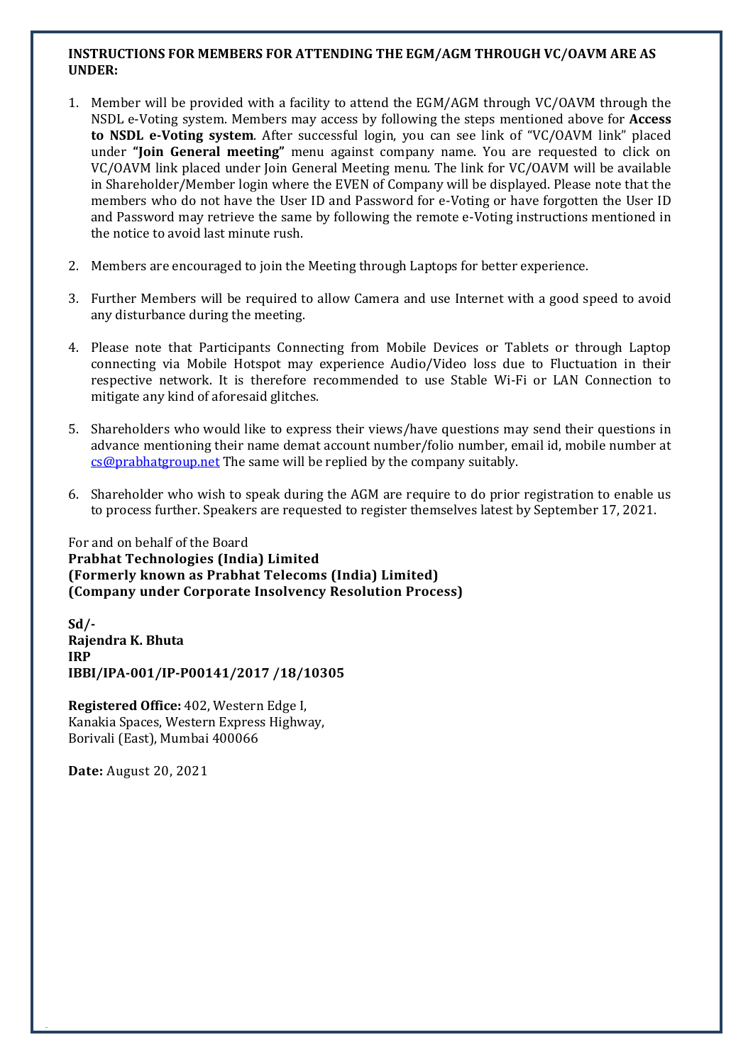**INSTRUCTIONS FOR MEMBERS FOR ATTENDING THE EGM/AGM THROUGH VC/OAVM ARE AS UNDER:**

1. Member will be provided with a facility to attend the EGM/AGM through VC/OAVM through the NSDL e-Voting system. Members may access by following the steps mentioned above for **Access to NSDL e-Voting system**. After successful login, you can see link of "VC/OAVM link" placed under **"Join General meeting"** menu against company name. You are requested to click on VC/OAVM link placed under Join General Meeting menu. The link for VC/OAVM will be available in Shareholder/Member login where the EVEN of Company will be displayed. Please note that the members who do not have the User ID and Password for e-Voting or have forgotten the User ID and Password may retrieve the same by following the remote e-Voting instructions mentioned in the notice to avoid last minute rush.

2. Members are encouraged to join the Meeting through Laptops for better experience.

3. Further Members will be required to allow Camera and use Internet with a good speed to avoid any disturbance during the meeting.

4. Please note that Participants Connecting from Mobile Devices or Tablets or through Laptop connecting via Mobile Hotspot may experience Audio/Video loss due to Fluctuation in their respective network. It is therefore recommended to use Stable Wi-Fi or LAN Connection to mitigate any kind of aforesaid glitches.

5. Shareholders who would like to express their views/have questions may send their questions in advance mentioning their name demat account number/folio number, email id, mobile number at cs@prabhatgroup.net The same will be replied by the company suitably.

6. Shareholder who wish to speak during the AGM are require to do prior registration to enable us to process further. Speakers are requested to register themselves latest by September 17, 2021.

For and on behalf of the Board
**Prabhat Technologies (India) Limited**
**(Formerly known as Prabhat Telecoms (India) Limited)**
**(Company under Corporate Insolvency Resolution Process)**

**Sd/-**
**Rajendra K. Bhuta**
**IRP**
**IBBI/IPA-001/IP-P00141/2017 /18/10305**

**Registered Office:** 402, Western Edge I,
Kanakia Spaces, Western Express Highway,
Borivali (East), Mumbai 400066

**Date:** August 20, 2021